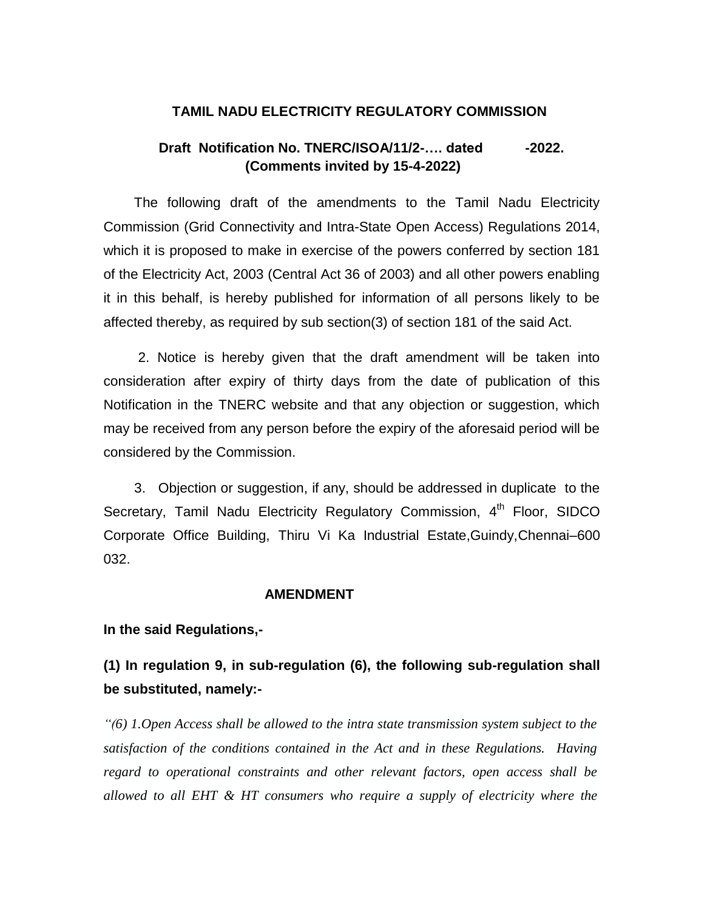**TAMIL NADU ELECTRICITY REGULATORY COMMISSION**

**Draft Notification No. TNERC/ISOA/11/2-…. dated -2022.**
**(Comments invited by 15-4-2022)**

The following draft of the amendments to the Tamil Nadu Electricity Commission (Grid Connectivity and Intra-State Open Access) Regulations 2014, which it is proposed to make in exercise of the powers conferred by section 181 of the Electricity Act, 2003 (Central Act 36 of 2003) and all other powers enabling it in this behalf, is hereby published for information of all persons likely to be affected thereby, as required by sub section(3) of section 181 of the said Act.

2. Notice is hereby given that the draft amendment will be taken into consideration after expiry of thirty days from the date of publication of this Notification in the TNERC website and that any objection or suggestion, which may be received from any person before the expiry of the aforesaid period will be considered by the Commission.

3. Objection or suggestion, if any, should be addressed in duplicate to the Secretary, Tamil Nadu Electricity Regulatory Commission, 4th Floor, SIDCO Corporate Office Building, Thiru Vi Ka Industrial Estate,Guindy,Chennai–600 032.

**AMENDMENT**

**In the said Regulations,-**

**(1) In regulation 9, in sub-regulation (6), the following sub-regulation shall be substituted, namely:-**

*"(6) 1.Open Access shall be allowed to the intra state transmission system subject to the satisfaction of the conditions contained in the Act and in these Regulations. Having regard to operational constraints and other relevant factors, open access shall be allowed to all EHT & HT consumers who require a supply of electricity where the*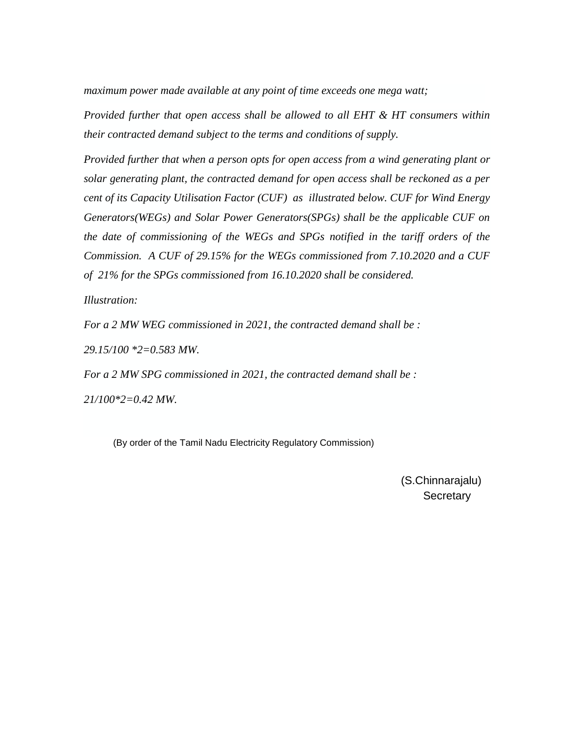*maximum power made available at any point of time exceeds one mega watt;*

*Provided further that open access shall be allowed to all EHT & HT consumers within their contracted demand subject to the terms and conditions of supply.*

*Provided further that when a person opts for open access from a wind generating plant or solar generating plant, the contracted demand for open access shall be reckoned as a per cent of its Capacity Utilisation Factor (CUF) as illustrated below. CUF for Wind Energy Generators(WEGs) and Solar Power Generators(SPGs) shall be the applicable CUF on the date of commissioning of the WEGs and SPGs notified in the tariff orders of the Commission. A CUF of 29.15% for the WEGs commissioned from 7.10.2020 and a CUF of 21% for the SPGs commissioned from 16.10.2020 shall be considered.*

*Illustration:*

*For a 2 MW WEG commissioned in 2021, the contracted demand shall be :*

*29.15/100 *2=0.583 MW.*

*For a 2 MW SPG commissioned in 2021, the contracted demand shall be :*

*21/100*2=0.42 MW.*

(By order of the Tamil Nadu Electricity Regulatory Commission)

(S.Chinnarajalu)
Secretary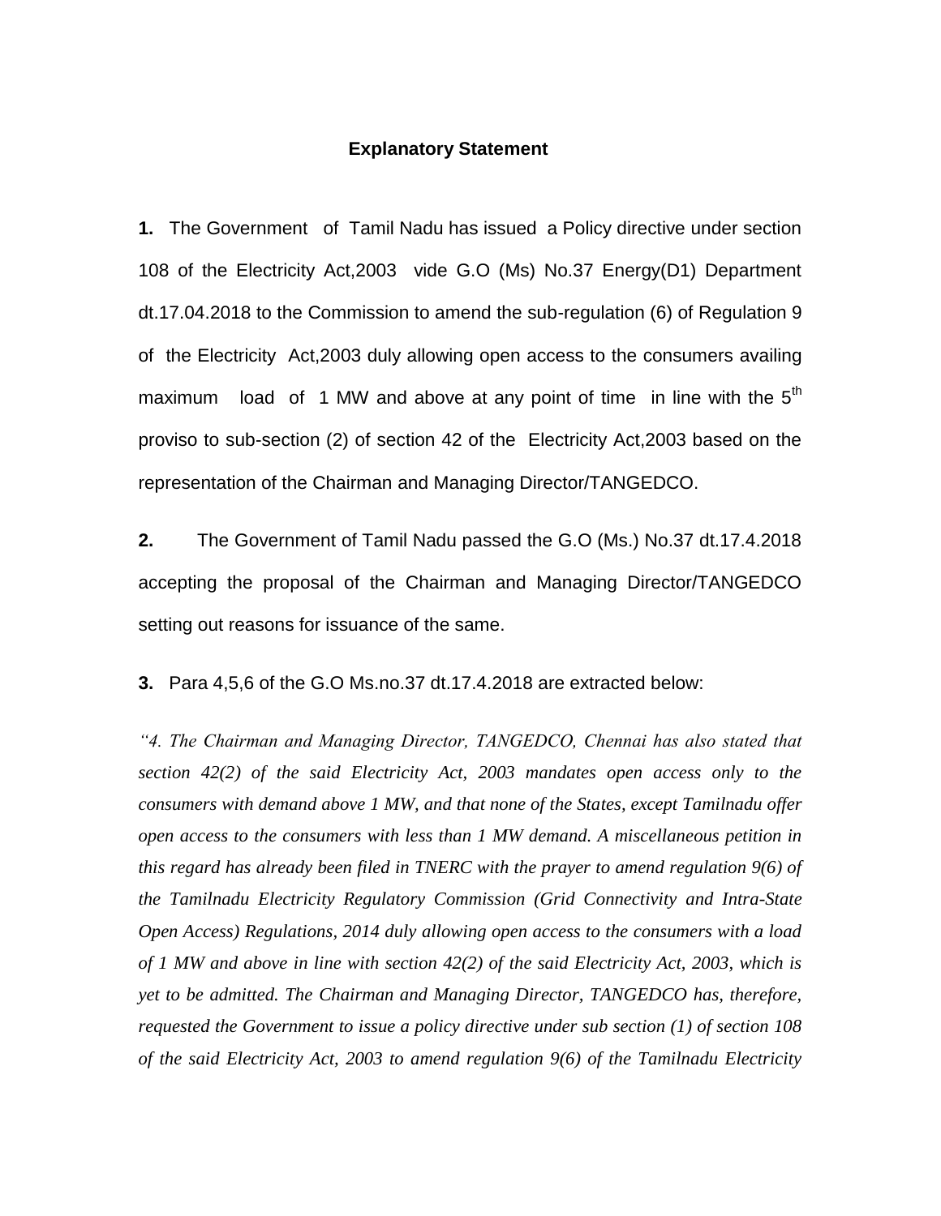## Explanatory Statement

**1.** The Government of Tamil Nadu has issued a Policy directive under section 108 of the Electricity Act,2003 vide G.O (Ms) No.37 Energy(D1) Department dt.17.04.2018 to the Commission to amend the sub-regulation (6) of Regulation 9 of the Electricity Act,2003 duly allowing open access to the consumers availing maximum load of 1 MW and above at any point of time in line with the 5th proviso to sub-section (2) of section 42 of the Electricity Act,2003 based on the representation of the Chairman and Managing Director/TANGEDCO.

**2.** The Government of Tamil Nadu passed the G.O (Ms.) No.37 dt.17.4.2018 accepting the proposal of the Chairman and Managing Director/TANGEDCO setting out reasons for issuance of the same.

**3.** Para 4,5,6 of the G.O Ms.no.37 dt.17.4.2018 are extracted below:

*"4. The Chairman and Managing Director, TANGEDCO, Chennai has also stated that section 42(2) of the said Electricity Act, 2003 mandates open access only to the consumers with demand above 1 MW, and that none of the States, except Tamilnadu offer open access to the consumers with less than 1 MW demand. A miscellaneous petition in this regard has already been filed in TNERC with the prayer to amend regulation 9(6) of the Tamilnadu Electricity Regulatory Commission (Grid Connectivity and Intra-State Open Access) Regulations, 2014 duly allowing open access to the consumers with a load of 1 MW and above in line with section 42(2) of the said Electricity Act, 2003, which is yet to be admitted. The Chairman and Managing Director, TANGEDCO has, therefore, requested the Government to issue a policy directive under sub section (1) of section 108 of the said Electricity Act, 2003 to amend regulation 9(6) of the Tamilnadu Electricity*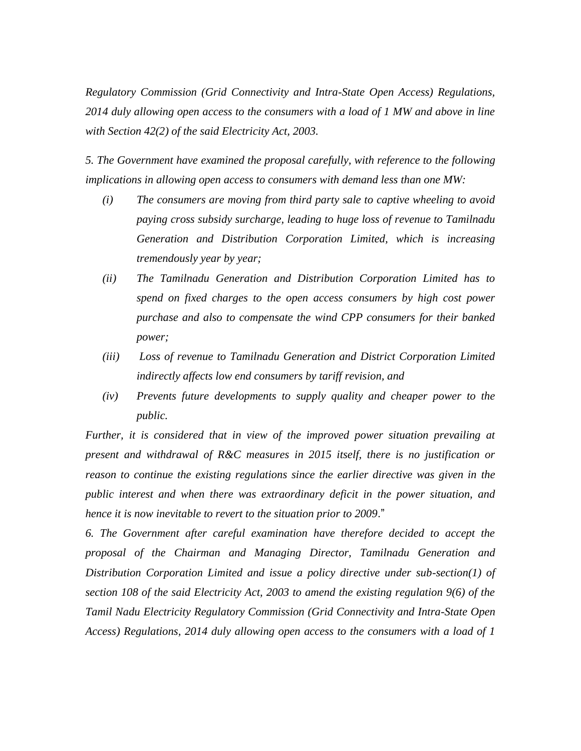*Regulatory Commission (Grid Connectivity and Intra-State Open Access) Regulations, 2014 duly allowing open access to the consumers with a load of 1 MW and above in line with Section 42(2) of the said Electricity Act, 2003.*

*5. The Government have examined the proposal carefully, with reference to the following implications in allowing open access to consumers with demand less than one MW:*

*(i) The consumers are moving from third party sale to captive wheeling to avoid paying cross subsidy surcharge, leading to huge loss of revenue to Tamilnadu Generation and Distribution Corporation Limited, which is increasing tremendously year by year;*

*(ii) The Tamilnadu Generation and Distribution Corporation Limited has to spend on fixed charges to the open access consumers by high cost power purchase and also to compensate the wind CPP consumers for their banked power;*

*(iii) Loss of revenue to Tamilnadu Generation and District Corporation Limited indirectly affects low end consumers by tariff revision, and*

*(iv) Prevents future developments to supply quality and cheaper power to the public.*

*Further, it is considered that in view of the improved power situation prevailing at present and withdrawal of R&C measures in 2015 itself, there is no justification or reason to continue the existing regulations since the earlier directive was given in the public interest and when there was extraordinary deficit in the power situation, and hence it is now inevitable to revert to the situation prior to 2009*."

*6. The Government after careful examination have therefore decided to accept the proposal of the Chairman and Managing Director, Tamilnadu Generation and Distribution Corporation Limited and issue a policy directive under sub-section(1) of section 108 of the said Electricity Act, 2003 to amend the existing regulation 9(6) of the Tamil Nadu Electricity Regulatory Commission (Grid Connectivity and Intra-State Open Access) Regulations, 2014 duly allowing open access to the consumers with a load of 1*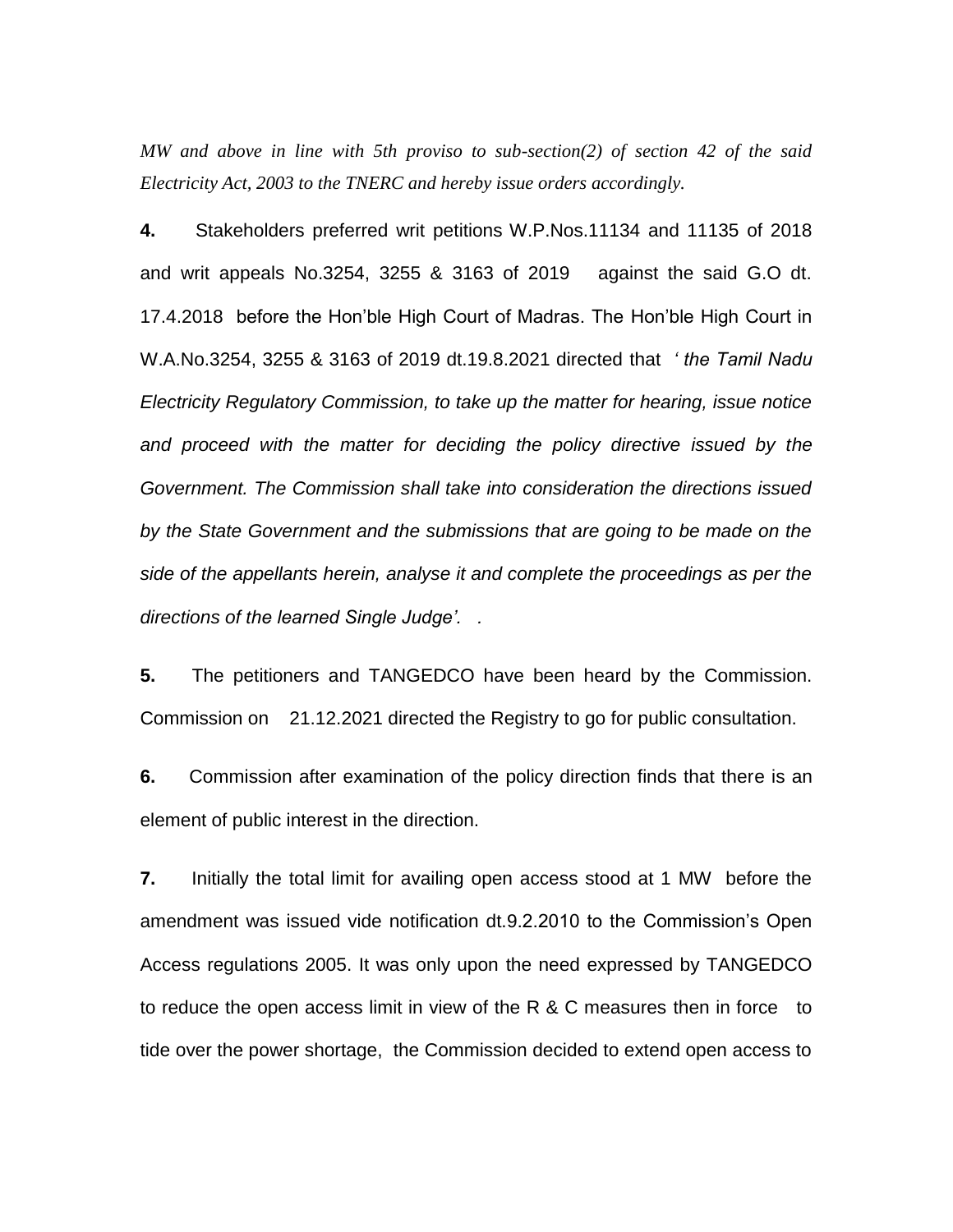*MW and above in line with 5th proviso to sub-section(2) of section 42 of the said Electricity Act, 2003 to the TNERC and hereby issue orders accordingly.*

**4.** Stakeholders preferred writ petitions W.P.Nos.11134 and 11135 of 2018 and writ appeals No.3254, 3255 & 3163 of 2019 against the said G.O dt. 17.4.2018 before the Hon'ble High Court of Madras. The Hon'ble High Court in W.A.No.3254, 3255 & 3163 of 2019 dt.19.8.2021 directed that *' the Tamil Nadu Electricity Regulatory Commission, to take up the matter for hearing, issue notice and proceed with the matter for deciding the policy directive issued by the Government. The Commission shall take into consideration the directions issued by the State Government and the submissions that are going to be made on the side of the appellants herein, analyse it and complete the proceedings as per the directions of the learned Single Judge'. .*

**5.** The petitioners and TANGEDCO have been heard by the Commission. Commission on 21.12.2021 directed the Registry to go for public consultation.

**6.** Commission after examination of the policy direction finds that there is an element of public interest in the direction.

**7.** Initially the total limit for availing open access stood at 1 MW before the amendment was issued vide notification dt.9.2.2010 to the Commission's Open Access regulations 2005. It was only upon the need expressed by TANGEDCO to reduce the open access limit in view of the R & C measures then in force to tide over the power shortage, the Commission decided to extend open access to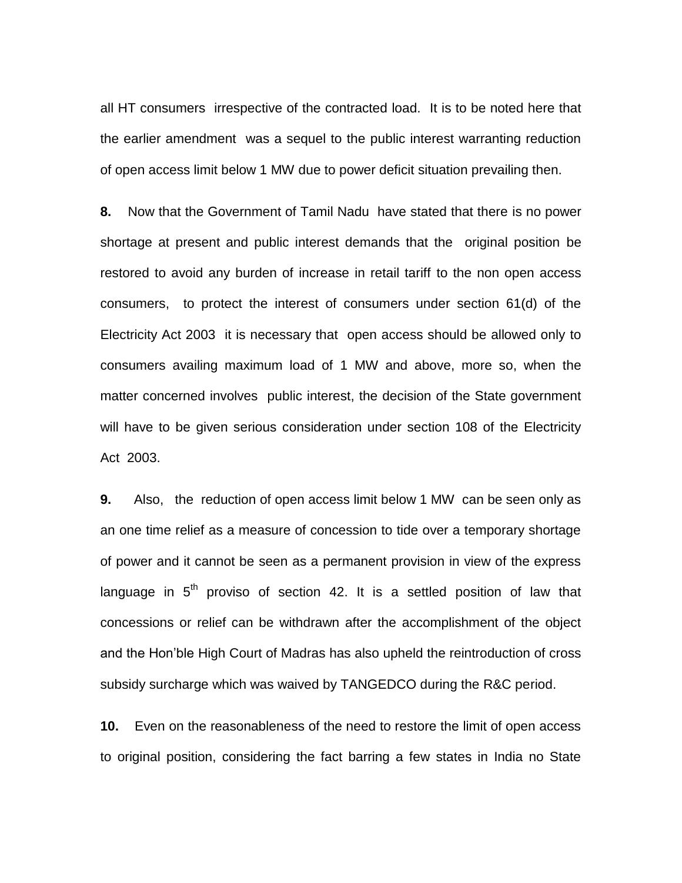all HT consumers irrespective of the contracted load. It is to be noted here that the earlier amendment was a sequel to the public interest warranting reduction of open access limit below 1 MW due to power deficit situation prevailing then.

**8.** Now that the Government of Tamil Nadu have stated that there is no power shortage at present and public interest demands that the original position be restored to avoid any burden of increase in retail tariff to the non open access consumers, to protect the interest of consumers under section 61(d) of the Electricity Act 2003 it is necessary that open access should be allowed only to consumers availing maximum load of 1 MW and above, more so, when the matter concerned involves public interest, the decision of the State government will have to be given serious consideration under section 108 of the Electricity Act 2003.

**9.** Also, the reduction of open access limit below 1 MW can be seen only as an one time relief as a measure of concession to tide over a temporary shortage of power and it cannot be seen as a permanent provision in view of the express language in 5th proviso of section 42. It is a settled position of law that concessions or relief can be withdrawn after the accomplishment of the object and the Hon'ble High Court of Madras has also upheld the reintroduction of cross subsidy surcharge which was waived by TANGEDCO during the R&C period.

**10.** Even on the reasonableness of the need to restore the limit of open access to original position, considering the fact barring a few states in India no State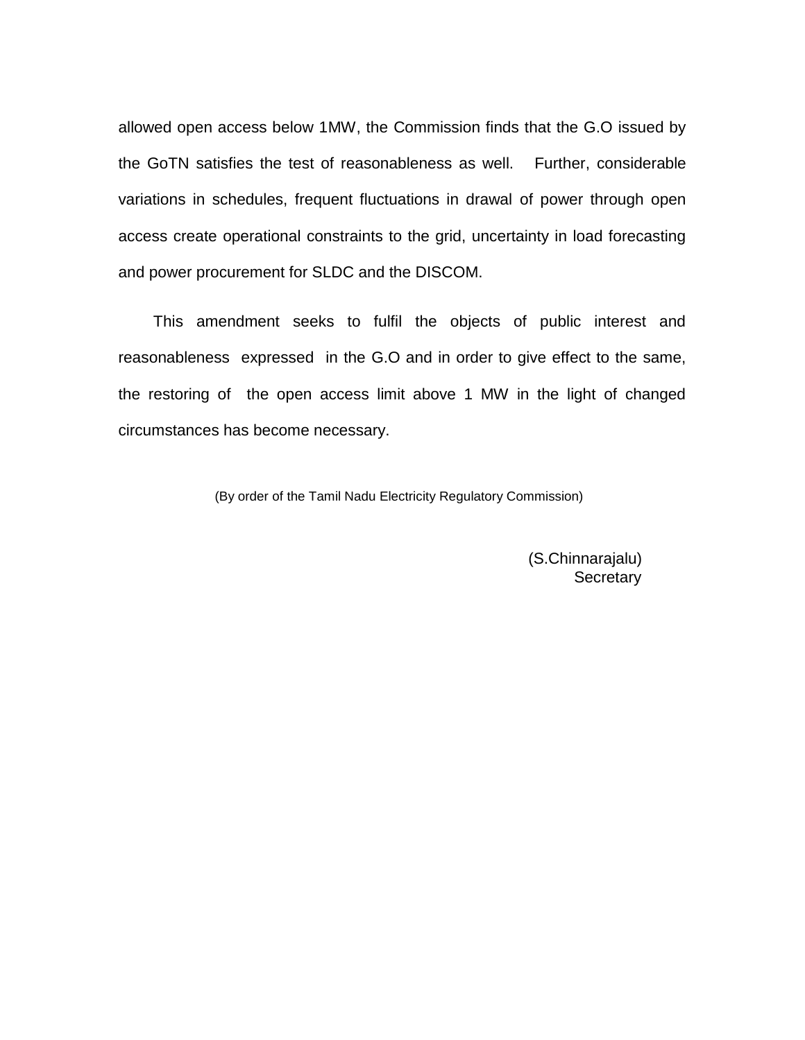allowed open access below 1MW, the Commission finds that the G.O issued by the GoTN satisfies the test of reasonableness as well. Further, considerable variations in schedules, frequent fluctuations in drawal of power through open access create operational constraints to the grid, uncertainty in load forecasting and power procurement for SLDC and the DISCOM.

This amendment seeks to fulfil the objects of public interest and reasonableness expressed in the G.O and in order to give effect to the same, the restoring of the open access limit above 1 MW in the light of changed circumstances has become necessary.

(By order of the Tamil Nadu Electricity Regulatory Commission)

(S.Chinnarajalu)
Secretary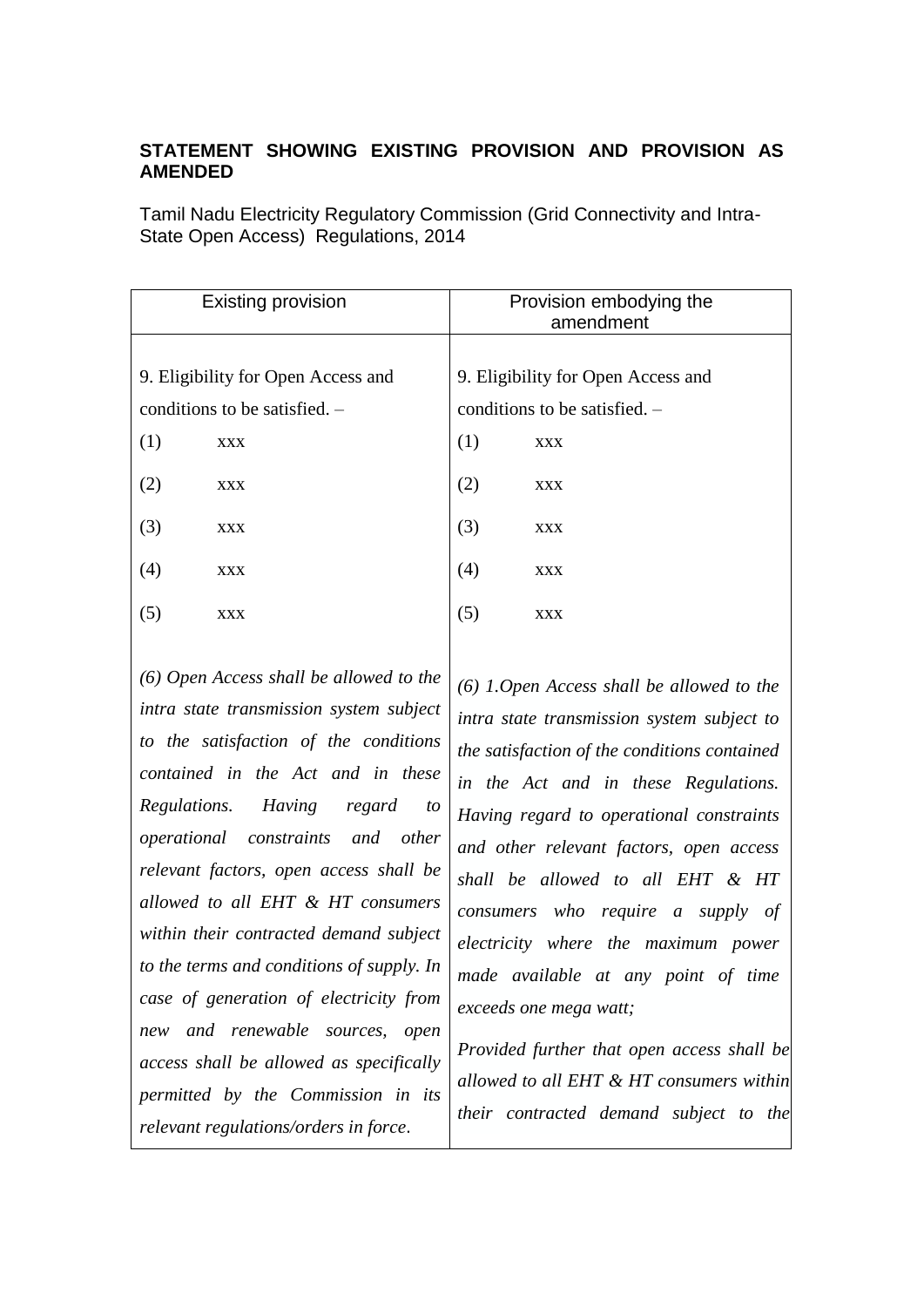**STATEMENT SHOWING EXISTING PROVISION AND PROVISION AS AMENDED**

Tamil Nadu Electricity Regulatory Commission (Grid Connectivity and Intra-State Open Access) Regulations, 2014

| Existing provision | Provision embodying the amendment |
|---|---|
| 9. Eligibility for Open Access and conditions to be satisfied. – | 9. Eligibility for Open Access and conditions to be satisfied. – |
| (1) xxx | (1) xxx |
| (2) xxx | (2) xxx |
| (3) xxx | (3) xxx |
| (4) xxx | (4) xxx |
| (5) xxx | (5) xxx |
| *(6) Open Access shall be allowed to the intra state transmission system subject to the satisfaction of the conditions contained in the Act and in these Regulations. Having regard to operational constraints and other relevant factors, open access shall be allowed to all EHT & HT consumers within their contracted demand subject to the terms and conditions of supply. In case of generation of electricity from new and renewable sources, open access shall be allowed as specifically permitted by the Commission in its relevant regulations/orders in force.* | *(6) 1.Open Access shall be allowed to the intra state transmission system subject to the satisfaction of the conditions contained in the Act and in these Regulations. Having regard to operational constraints and other relevant factors, open access shall be allowed to all EHT & HT consumers who require a supply of electricity where the maximum power made available at any point of time exceeds one mega watt;* <br><br> *Provided further that open access shall be allowed to all EHT & HT consumers within their contracted demand subject to the* |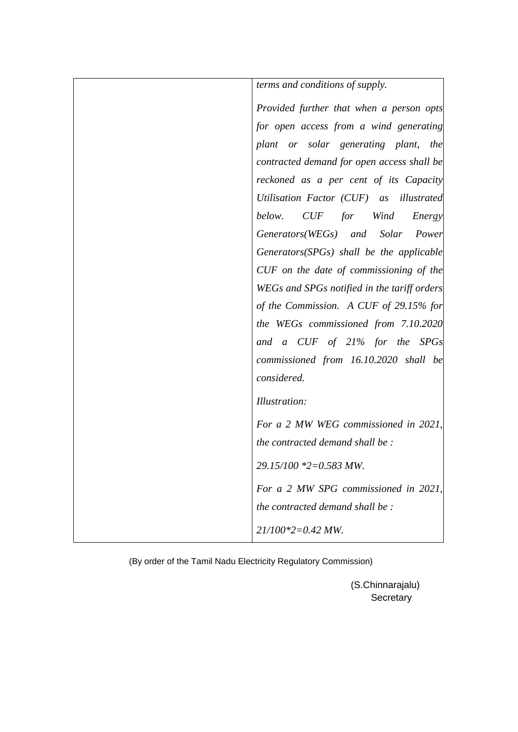| | |
|---|---|
| | *terms and conditions of supply.*<br><br>*Provided further that when a person opts for open access from a wind generating plant or solar generating plant, the contracted demand for open access shall be reckoned as a per cent of its Capacity Utilisation Factor (CUF) as illustrated below. CUF for Wind Energy Generators(WEGs) and Solar Power Generators(SPGs) shall be the applicable CUF on the date of commissioning of the WEGs and SPGs notified in the tariff orders of the Commission. A CUF of 29.15% for the WEGs commissioned from 7.10.2020 and a CUF of 21% for the SPGs commissioned from 16.10.2020 shall be considered.*<br><br>*Illustration:*<br><br>*For a 2 MW WEG commissioned in 2021, the contracted demand shall be :*<br><br>*29.15/100 *2=0.583 MW.*<br><br>*For a 2 MW SPG commissioned in 2021, the contracted demand shall be :*<br><br>*21/100*2=0.42 MW.* |

(By order of the Tamil Nadu Electricity Regulatory Commission)

(S.Chinnarajalu)
Secretary